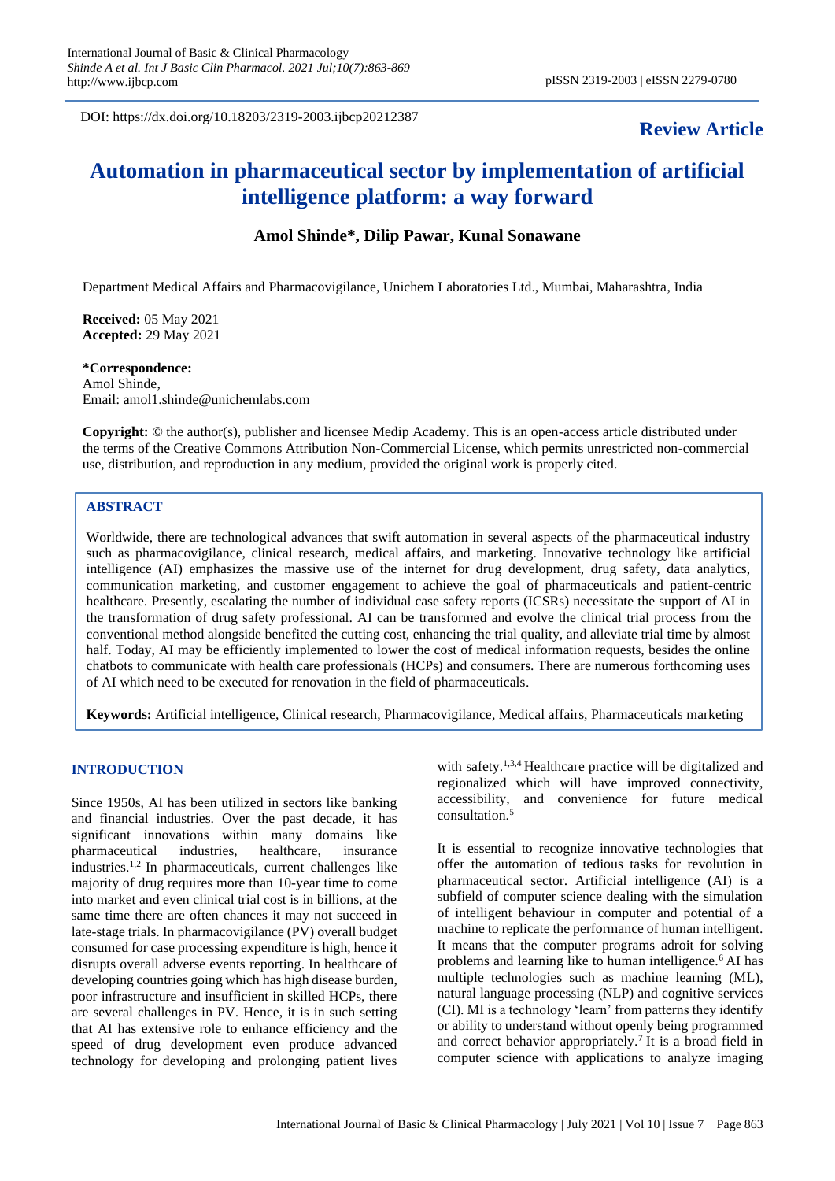DOI: https://dx.doi.org/10.18203/2319-2003.ijbcp20212387

**Review Article**

# Automation in pharmaceutical sector by implementation of artificial intelligence platform: a way forward

**Amol Shinde\*, Dilip Pawar, Kunal Sonawane**

Department Medical Affairs and Pharmacovigilance, Unichem Laboratories Ltd., Mumbai, Maharashtra, India

**Received:** 05 May 2021
**Accepted:** 29 May 2021

**\*Correspondence:**
Amol Shinde,
Email: amol1.shinde@unichemlabs.com

**Copyright:** © the author(s), publisher and licensee Medip Academy. This is an open-access article distributed under the terms of the Creative Commons Attribution Non-Commercial License, which permits unrestricted non-commercial use, distribution, and reproduction in any medium, provided the original work is properly cited.

## ABSTRACT

Worldwide, there are technological advances that swift automation in several aspects of the pharmaceutical industry such as pharmacovigilance, clinical research, medical affairs, and marketing. Innovative technology like artificial intelligence (AI) emphasizes the massive use of the internet for drug development, drug safety, data analytics, communication marketing, and customer engagement to achieve the goal of pharmaceuticals and patient-centric healthcare. Presently, escalating the number of individual case safety reports (ICSRs) necessitate the support of AI in the transformation of drug safety professional. AI can be transformed and evolve the clinical trial process from the conventional method alongside benefited the cutting cost, enhancing the trial quality, and alleviate trial time by almost half. Today, AI may be efficiently implemented to lower the cost of medical information requests, besides the online chatbots to communicate with health care professionals (HCPs) and consumers. There are numerous forthcoming uses of AI which need to be executed for renovation in the field of pharmaceuticals.

**Keywords:** Artificial intelligence, Clinical research, Pharmacovigilance, Medical affairs, Pharmaceuticals marketing

## INTRODUCTION

Since 1950s, AI has been utilized in sectors like banking and financial industries. Over the past decade, it has significant innovations within many domains like pharmaceutical industries, healthcare, insurance industries.[1,2] In pharmaceuticals, current challenges like majority of drug requires more than 10-year time to come into market and even clinical trial cost is in billions, at the same time there are often chances it may not succeed in late-stage trials. In pharmacovigilance (PV) overall budget consumed for case processing expenditure is high, hence it disrupts overall adverse events reporting. In healthcare of developing countries going which has high disease burden, poor infrastructure and insufficient in skilled HCPs, there are several challenges in PV. Hence, it is in such setting that AI has extensive role to enhance efficiency and the speed of drug development even produce advanced technology for developing and prolonging patient lives with safety.[1,3,4] Healthcare practice will be digitalized and regionalized which will have improved connectivity, accessibility, and convenience for future medical consultation.[5]

It is essential to recognize innovative technologies that offer the automation of tedious tasks for revolution in pharmaceutical sector. Artificial intelligence (AI) is a subfield of computer science dealing with the simulation of intelligent behaviour in computer and potential of a machine to replicate the performance of human intelligent. It means that the computer programs adroit for solving problems and learning like to human intelligence.[6] AI has multiple technologies such as machine learning (ML), natural language processing (NLP) and cognitive services (CI). MI is a technology 'learn' from patterns they identify or ability to understand without openly being programmed and correct behavior appropriately.[7] It is a broad field in computer science with applications to analyze imaging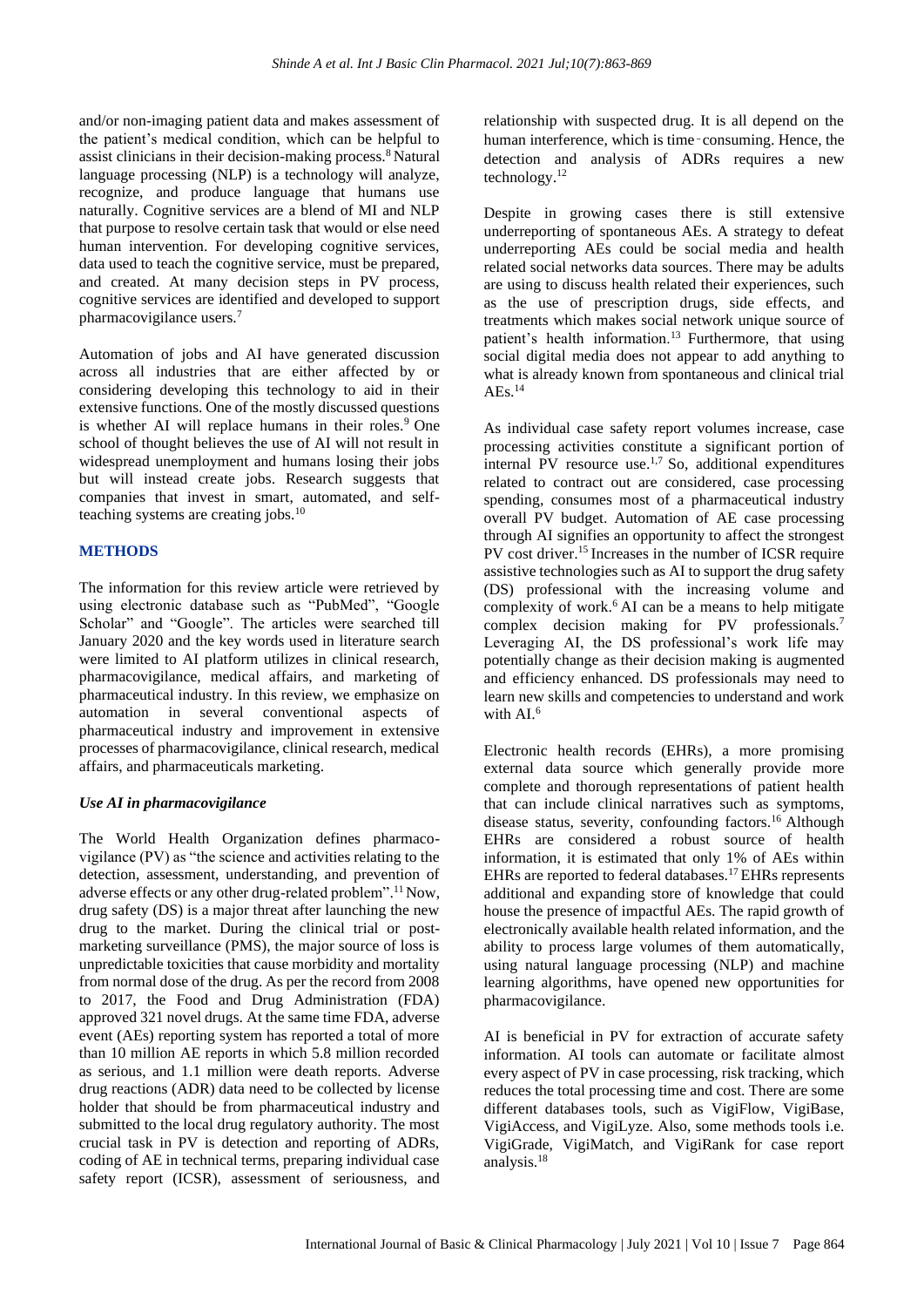and/or non-imaging patient data and makes assessment of the patient's medical condition, which can be helpful to assist clinicians in their decision-making process.[8] Natural language processing (NLP) is a technology will analyze, recognize, and produce language that humans use naturally. Cognitive services are a blend of MI and NLP that purpose to resolve certain task that would or else need human intervention. For developing cognitive services, data used to teach the cognitive service, must be prepared, and created. At many decision steps in PV process, cognitive services are identified and developed to support pharmacovigilance users.[7]

Automation of jobs and AI have generated discussion across all industries that are either affected by or considering developing this technology to aid in their extensive functions. One of the mostly discussed questions is whether AI will replace humans in their roles.[9] One school of thought believes the use of AI will not result in widespread unemployment and humans losing their jobs but will instead create jobs. Research suggests that companies that invest in smart, automated, and self-teaching systems are creating jobs.[10]

## METHODS

The information for this review article were retrieved by using electronic database such as "PubMed", "Google Scholar" and "Google". The articles were searched till January 2020 and the key words used in literature search were limited to AI platform utilizes in clinical research, pharmacovigilance, medical affairs, and marketing of pharmaceutical industry. In this review, we emphasize on automation in several conventional aspects of pharmaceutical industry and improvement in extensive processes of pharmacovigilance, clinical research, medical affairs, and pharmaceuticals marketing.

### *Use AI in pharmacovigilance*

The World Health Organization defines pharmacovigilance (PV) as "the science and activities relating to the detection, assessment, understanding, and prevention of adverse effects or any other drug-related problem".[11] Now, drug safety (DS) is a major threat after launching the new drug to the market. During the clinical trial or post-marketing surveillance (PMS), the major source of loss is unpredictable toxicities that cause morbidity and mortality from normal dose of the drug. As per the record from 2008 to 2017, the Food and Drug Administration (FDA) approved 321 novel drugs. At the same time FDA, adverse event (AEs) reporting system has reported a total of more than 10 million AE reports in which 5.8 million recorded as serious, and 1.1 million were death reports. Adverse drug reactions (ADR) data need to be collected by license holder that should be from pharmaceutical industry and submitted to the local drug regulatory authority. The most crucial task in PV is detection and reporting of ADRs, coding of AE in technical terms, preparing individual case safety report (ICSR), assessment of seriousness, and relationship with suspected drug. It is all depend on the human interference, which is time‑consuming. Hence, the detection and analysis of ADRs requires a new technology.[12]

Despite in growing cases there is still extensive underreporting of spontaneous AEs. A strategy to defeat underreporting AEs could be social media and health related social networks data sources. There may be adults are using to discuss health related their experiences, such as the use of prescription drugs, side effects, and treatments which makes social network unique source of patient's health information.[13] Furthermore, that using social digital media does not appear to add anything to what is already known from spontaneous and clinical trial AEs.[14]

As individual case safety report volumes increase, case processing activities constitute a significant portion of internal PV resource use.[1,7] So, additional expenditures related to contract out are considered, case processing spending, consumes most of a pharmaceutical industry overall PV budget. Automation of AE case processing through AI signifies an opportunity to affect the strongest PV cost driver.[15] Increases in the number of ICSR require assistive technologies such as AI to support the drug safety (DS) professional with the increasing volume and complexity of work.[6] AI can be a means to help mitigate complex decision making for PV professionals.[7] Leveraging AI, the DS professional's work life may potentially change as their decision making is augmented and efficiency enhanced. DS professionals may need to learn new skills and competencies to understand and work with AI.[6]

Electronic health records (EHRs), a more promising external data source which generally provide more complete and thorough representations of patient health that can include clinical narratives such as symptoms, disease status, severity, confounding factors.[16] Although EHRs are considered a robust source of health information, it is estimated that only 1% of AEs within EHRs are reported to federal databases.[17] EHRs represents additional and expanding store of knowledge that could house the presence of impactful AEs. The rapid growth of electronically available health related information, and the ability to process large volumes of them automatically, using natural language processing (NLP) and machine learning algorithms, have opened new opportunities for pharmacovigilance.

AI is beneficial in PV for extraction of accurate safety information. AI tools can automate or facilitate almost every aspect of PV in case processing, risk tracking, which reduces the total processing time and cost. There are some different databases tools, such as VigiFlow, VigiBase, VigiAccess, and VigiLyze. Also, some methods tools i.e. VigiGrade, VigiMatch, and VigiRank for case report analysis.[18]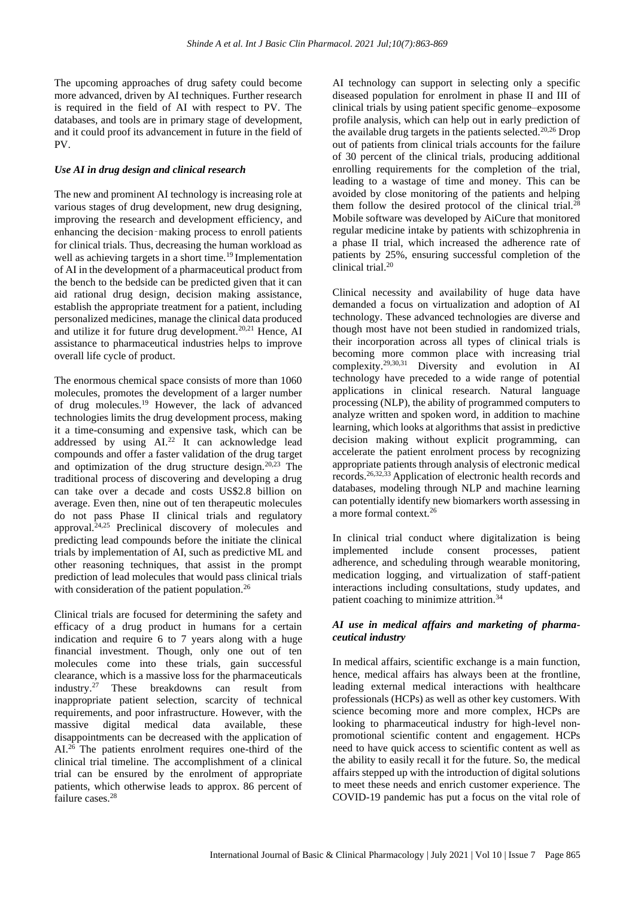The upcoming approaches of drug safety could become more advanced, driven by AI techniques. Further research is required in the field of AI with respect to PV. The databases, and tools are in primary stage of development, and it could proof its advancement in future in the field of PV.

### *Use AI in drug design and clinical research*

The new and prominent AI technology is increasing role at various stages of drug development, new drug designing, improving the research and development efficiency, and enhancing the decision‑making process to enroll patients for clinical trials. Thus, decreasing the human workload as well as achieving targets in a short time.[19] Implementation of AI in the development of a pharmaceutical product from the bench to the bedside can be predicted given that it can aid rational drug design, decision making assistance, establish the appropriate treatment for a patient, including personalized medicines, manage the clinical data produced and utilize it for future drug development.[20,21] Hence, AI assistance to pharmaceutical industries helps to improve overall life cycle of product.

The enormous chemical space consists of more than 1060 molecules, promotes the development of a larger number of drug molecules.[19] However, the lack of advanced technologies limits the drug development process, making it a time-consuming and expensive task, which can be addressed by using AI.[22] It can acknowledge lead compounds and offer a faster validation of the drug target and optimization of the drug structure design.[20,23] The traditional process of discovering and developing a drug can take over a decade and costs US$2.8 billion on average. Even then, nine out of ten therapeutic molecules do not pass Phase II clinical trials and regulatory approval.[24,25] Preclinical discovery of molecules and predicting lead compounds before the initiate the clinical trials by implementation of AI, such as predictive ML and other reasoning techniques, that assist in the prompt prediction of lead molecules that would pass clinical trials with consideration of the patient population.[26]

Clinical trials are focused for determining the safety and efficacy of a drug product in humans for a certain indication and require 6 to 7 years along with a huge financial investment. Though, only one out of ten molecules come into these trials, gain successful clearance, which is a massive loss for the pharmaceuticals industry.[27] These breakdowns can result from inappropriate patient selection, scarcity of technical requirements, and poor infrastructure. However, with the massive digital medical data available, these disappointments can be decreased with the application of AI.[26] The patients enrolment requires one-third of the clinical trial timeline. The accomplishment of a clinical trial can be ensured by the enrolment of appropriate patients, which otherwise leads to approx. 86 percent of failure cases.[28]

AI technology can support in selecting only a specific diseased population for enrolment in phase II and III of clinical trials by using patient specific genome–exposome profile analysis, which can help out in early prediction of the available drug targets in the patients selected.[20,26] Drop out of patients from clinical trials accounts for the failure of 30 percent of the clinical trials, producing additional enrolling requirements for the completion of the trial, leading to a wastage of time and money. This can be avoided by close monitoring of the patients and helping them follow the desired protocol of the clinical trial.[28] Mobile software was developed by AiCure that monitored regular medicine intake by patients with schizophrenia in a phase II trial, which increased the adherence rate of patients by 25%, ensuring successful completion of the clinical trial.[20]

Clinical necessity and availability of huge data have demanded a focus on virtualization and adoption of AI technology. These advanced technologies are diverse and though most have not been studied in randomized trials, their incorporation across all types of clinical trials is becoming more common place with increasing trial complexity.[29,30,31] Diversity and evolution in AI technology have preceded to a wide range of potential applications in clinical research. Natural language processing (NLP), the ability of programmed computers to analyze written and spoken word, in addition to machine learning, which looks at algorithms that assist in predictive decision making without explicit programming, can accelerate the patient enrolment process by recognizing appropriate patients through analysis of electronic medical records.[26,32,33] Application of electronic health records and databases, modeling through NLP and machine learning can potentially identify new biomarkers worth assessing in a more formal context.[26]

In clinical trial conduct where digitalization is being implemented include consent processes, patient adherence, and scheduling through wearable monitoring, medication logging, and virtualization of staff-patient interactions including consultations, study updates, and patient coaching to minimize attrition.[34]

### *AI use in medical affairs and marketing of pharmaceutical industry*

In medical affairs, scientific exchange is a main function, hence, medical affairs has always been at the frontline, leading external medical interactions with healthcare professionals (HCPs) as well as other key customers. With science becoming more and more complex, HCPs are looking to pharmaceutical industry for high-level non-promotional scientific content and engagement. HCPs need to have quick access to scientific content as well as the ability to easily recall it for the future. So, the medical affairs stepped up with the introduction of digital solutions to meet these needs and enrich customer experience. The COVID-19 pandemic has put a focus on the vital role of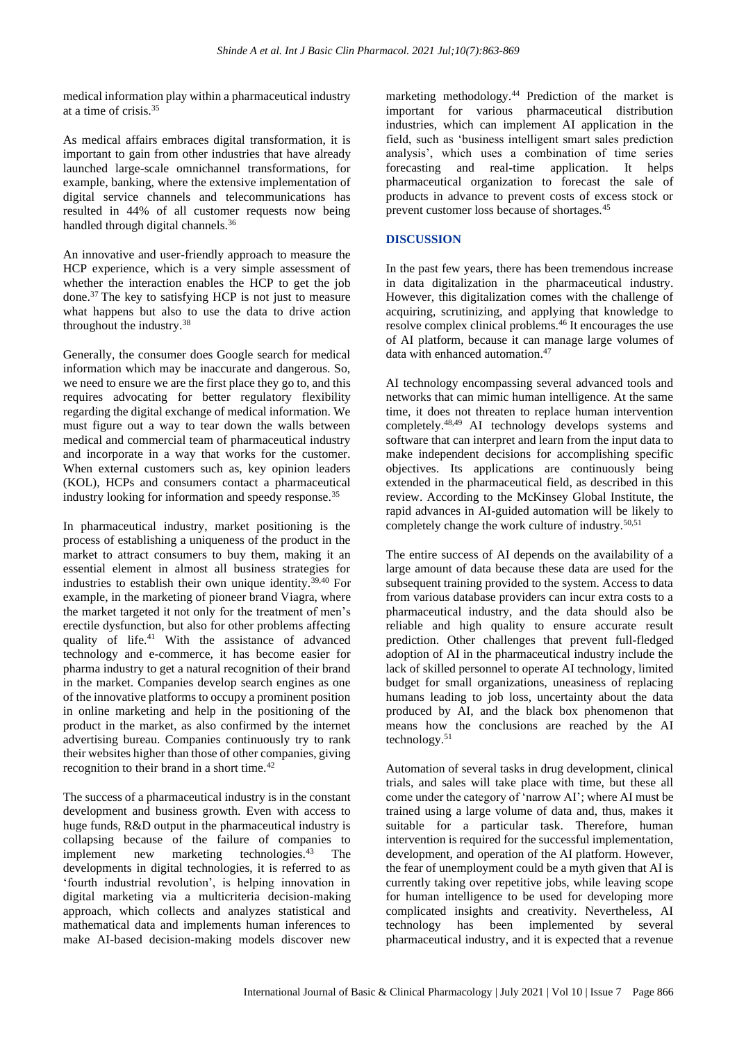medical information play within a pharmaceutical industry at a time of crisis.[35]

As medical affairs embraces digital transformation, it is important to gain from other industries that have already launched large-scale omnichannel transformations, for example, banking, where the extensive implementation of digital service channels and telecommunications has resulted in 44% of all customer requests now being handled through digital channels.[36]

An innovative and user-friendly approach to measure the HCP experience, which is a very simple assessment of whether the interaction enables the HCP to get the job done.[37] The key to satisfying HCP is not just to measure what happens but also to use the data to drive action throughout the industry.[38]

Generally, the consumer does Google search for medical information which may be inaccurate and dangerous. So, we need to ensure we are the first place they go to, and this requires advocating for better regulatory flexibility regarding the digital exchange of medical information. We must figure out a way to tear down the walls between medical and commercial team of pharmaceutical industry and incorporate in a way that works for the customer. When external customers such as, key opinion leaders (KOL), HCPs and consumers contact a pharmaceutical industry looking for information and speedy response.[35]

In pharmaceutical industry, market positioning is the process of establishing a uniqueness of the product in the market to attract consumers to buy them, making it an essential element in almost all business strategies for industries to establish their own unique identity.[39,40] For example, in the marketing of pioneer brand Viagra, where the market targeted it not only for the treatment of men's erectile dysfunction, but also for other problems affecting quality of life.[41] With the assistance of advanced technology and e-commerce, it has become easier for pharma industry to get a natural recognition of their brand in the market. Companies develop search engines as one of the innovative platforms to occupy a prominent position in online marketing and help in the positioning of the product in the market, as also confirmed by the internet advertising bureau. Companies continuously try to rank their websites higher than those of other companies, giving recognition to their brand in a short time.[42]

The success of a pharmaceutical industry is in the constant development and business growth. Even with access to huge funds, R&D output in the pharmaceutical industry is collapsing because of the failure of companies to implement new marketing technologies.[43] The developments in digital technologies, it is referred to as 'fourth industrial revolution', is helping innovation in digital marketing via a multicriteria decision-making approach, which collects and analyzes statistical and mathematical data and implements human inferences to make AI-based decision-making models discover new marketing methodology.[44] Prediction of the market is important for various pharmaceutical distribution industries, which can implement AI application in the field, such as 'business intelligent smart sales prediction analysis', which uses a combination of time series forecasting and real-time application. It helps pharmaceutical organization to forecast the sale of products in advance to prevent costs of excess stock or prevent customer loss because of shortages.[45]

## DISCUSSION

In the past few years, there has been tremendous increase in data digitalization in the pharmaceutical industry. However, this digitalization comes with the challenge of acquiring, scrutinizing, and applying that knowledge to resolve complex clinical problems.[46] It encourages the use of AI platform, because it can manage large volumes of data with enhanced automation.[47]

AI technology encompassing several advanced tools and networks that can mimic human intelligence. At the same time, it does not threaten to replace human intervention completely.[48,49] AI technology develops systems and software that can interpret and learn from the input data to make independent decisions for accomplishing specific objectives. Its applications are continuously being extended in the pharmaceutical field, as described in this review. According to the McKinsey Global Institute, the rapid advances in AI-guided automation will be likely to completely change the work culture of industry.[50,51]

The entire success of AI depends on the availability of a large amount of data because these data are used for the subsequent training provided to the system. Access to data from various database providers can incur extra costs to a pharmaceutical industry, and the data should also be reliable and high quality to ensure accurate result prediction. Other challenges that prevent full-fledged adoption of AI in the pharmaceutical industry include the lack of skilled personnel to operate AI technology, limited budget for small organizations, uneasiness of replacing humans leading to job loss, uncertainty about the data produced by AI, and the black box phenomenon that means how the conclusions are reached by the AI technology.[51]

Automation of several tasks in drug development, clinical trials, and sales will take place with time, but these all come under the category of 'narrow AI'; where AI must be trained using a large volume of data and, thus, makes it suitable for a particular task. Therefore, human intervention is required for the successful implementation, development, and operation of the AI platform. However, the fear of unemployment could be a myth given that AI is currently taking over repetitive jobs, while leaving scope for human intelligence to be used for developing more complicated insights and creativity. Nevertheless, AI technology has been implemented by several pharmaceutical industry, and it is expected that a revenue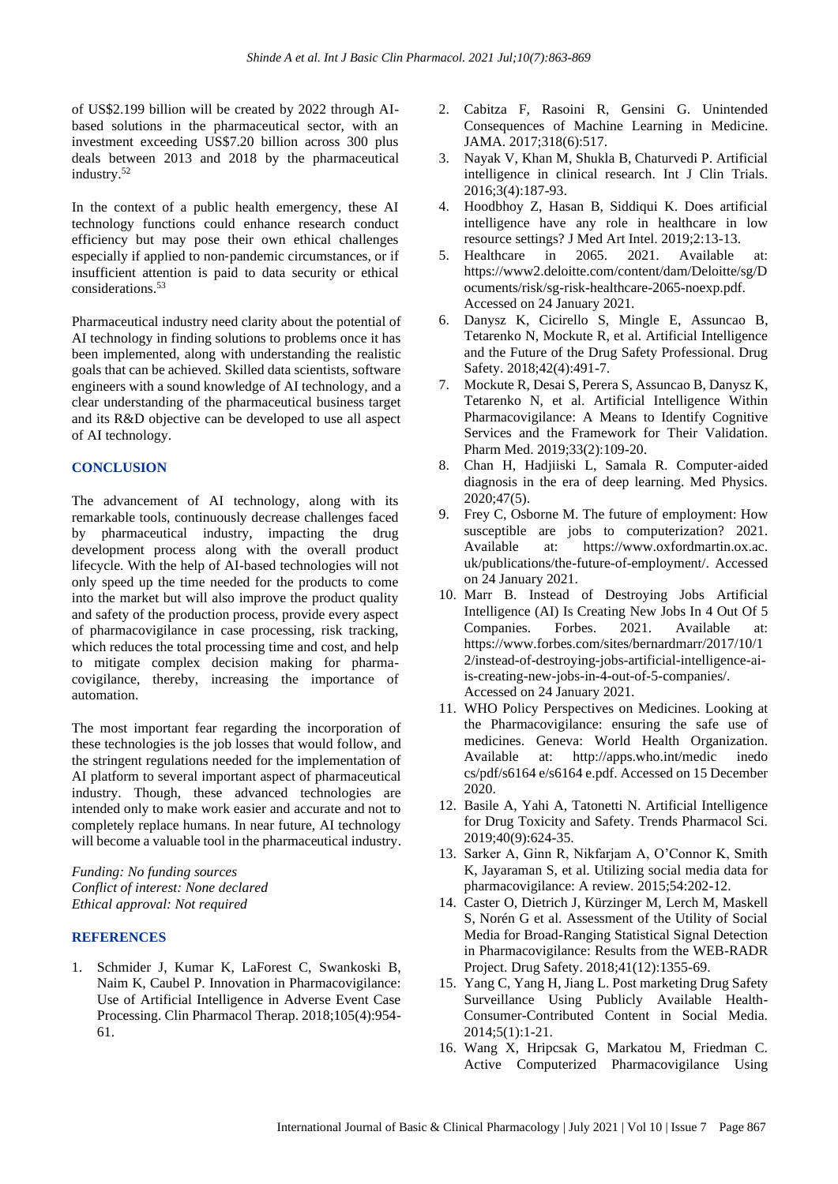of US$2.199 billion will be created by 2022 through AI-based solutions in the pharmaceutical sector, with an investment exceeding US$7.20 billion across 300 plus deals between 2013 and 2018 by the pharmaceutical industry.[52]

In the context of a public health emergency, these AI technology functions could enhance research conduct efficiency but may pose their own ethical challenges especially if applied to non-pandemic circumstances, or if insufficient attention is paid to data security or ethical considerations.[53]

Pharmaceutical industry need clarity about the potential of AI technology in finding solutions to problems once it has been implemented, along with understanding the realistic goals that can be achieved. Skilled data scientists, software engineers with a sound knowledge of AI technology, and a clear understanding of the pharmaceutical business target and its R&D objective can be developed to use all aspect of AI technology.

## CONCLUSION

The advancement of AI technology, along with its remarkable tools, continuously decrease challenges faced by pharmaceutical industry, impacting the drug development process along with the overall product lifecycle. With the help of AI-based technologies will not only speed up the time needed for the products to come into the market but will also improve the product quality and safety of the production process, provide every aspect of pharmacovigilance in case processing, risk tracking, which reduces the total processing time and cost, and help to mitigate complex decision making for pharma-covigilance, thereby, increasing the importance of automation.

The most important fear regarding the incorporation of these technologies is the job losses that would follow, and the stringent regulations needed for the implementation of AI platform to several important aspect of pharmaceutical industry. Though, these advanced technologies are intended only to make work easier and accurate and not to completely replace humans. In near future, AI technology will become a valuable tool in the pharmaceutical industry.

*Funding: No funding sources*
*Conflict of interest: None declared*
*Ethical approval: Not required*

## REFERENCES

1. Schmider J, Kumar K, LaForest C, Swankoski B, Naim K, Caubel P. Innovation in Pharmacovigilance: Use of Artificial Intelligence in Adverse Event Case Processing. Clin Pharmacol Therap. 2018;105(4):954-61.
2. Cabitza F, Rasoini R, Gensini G. Unintended Consequences of Machine Learning in Medicine. JAMA. 2017;318(6):517.
3. Nayak V, Khan M, Shukla B, Chaturvedi P. Artificial intelligence in clinical research. Int J Clin Trials. 2016;3(4):187-93.
4. Hoodbhoy Z, Hasan B, Siddiqui K. Does artificial intelligence have any role in healthcare in low resource settings? J Med Art Intel. 2019;2:13-13.
5. Healthcare in 2065. 2021. Available at: https://www2.deloitte.com/content/dam/Deloitte/sg/Documents/risk/sg-risk-healthcare-2065-noexp.pdf. Accessed on 24 January 2021.
6. Danysz K, Cicirello S, Mingle E, Assuncao B, Tetarenko N, Mockute R, et al. Artificial Intelligence and the Future of the Drug Safety Professional. Drug Safety. 2018;42(4):491-7.
7. Mockute R, Desai S, Perera S, Assuncao B, Danysz K, Tetarenko N, et al. Artificial Intelligence Within Pharmacovigilance: A Means to Identify Cognitive Services and the Framework for Their Validation. Pharm Med. 2019;33(2):109-20.
8. Chan H, Hadjiiski L, Samala R. Computer-aided diagnosis in the era of deep learning. Med Physics. 2020;47(5).
9. Frey C, Osborne M. The future of employment: How susceptible are jobs to computerization? 2021. Available at: https://www.oxfordmartin.ox.ac.uk/publications/the-future-of-employment/. Accessed on 24 January 2021.
10. Marr B. Instead of Destroying Jobs Artificial Intelligence (AI) Is Creating New Jobs In 4 Out Of 5 Companies. Forbes. 2021. Available at: https://www.forbes.com/sites/bernardmarr/2017/10/12/instead-of-destroying-jobs-artificial-intelligence-ai-is-creating-new-jobs-in-4-out-of-5-companies/. Accessed on 24 January 2021.
11. WHO Policy Perspectives on Medicines. Looking at the Pharmacovigilance: ensuring the safe use of medicines. Geneva: World Health Organization. Available at: http://apps.who.int/medicinedocs/pdf/s6164e/s6164e.pdf. Accessed on 15 December 2020.
12. Basile A, Yahi A, Tatonetti N. Artificial Intelligence for Drug Toxicity and Safety. Trends Pharmacol Sci. 2019;40(9):624-35.
13. Sarker A, Ginn R, Nikfarjam A, O'Connor K, Smith K, Jayaraman S, et al. Utilizing social media data for pharmacovigilance: A review. 2015;54:202-12.
14. Caster O, Dietrich J, Kürzinger M, Lerch M, Maskell S, Norén G et al. Assessment of the Utility of Social Media for Broad-Ranging Statistical Signal Detection in Pharmacovigilance: Results from the WEB-RADR Project. Drug Safety. 2018;41(12):1355-69.
15. Yang C, Yang H, Jiang L. Post marketing Drug Safety Surveillance Using Publicly Available Health-Consumer-Contributed Content in Social Media. 2014;5(1):1-21.
16. Wang X, Hripcsak G, Markatou M, Friedman C. Active Computerized Pharmacovigilance Using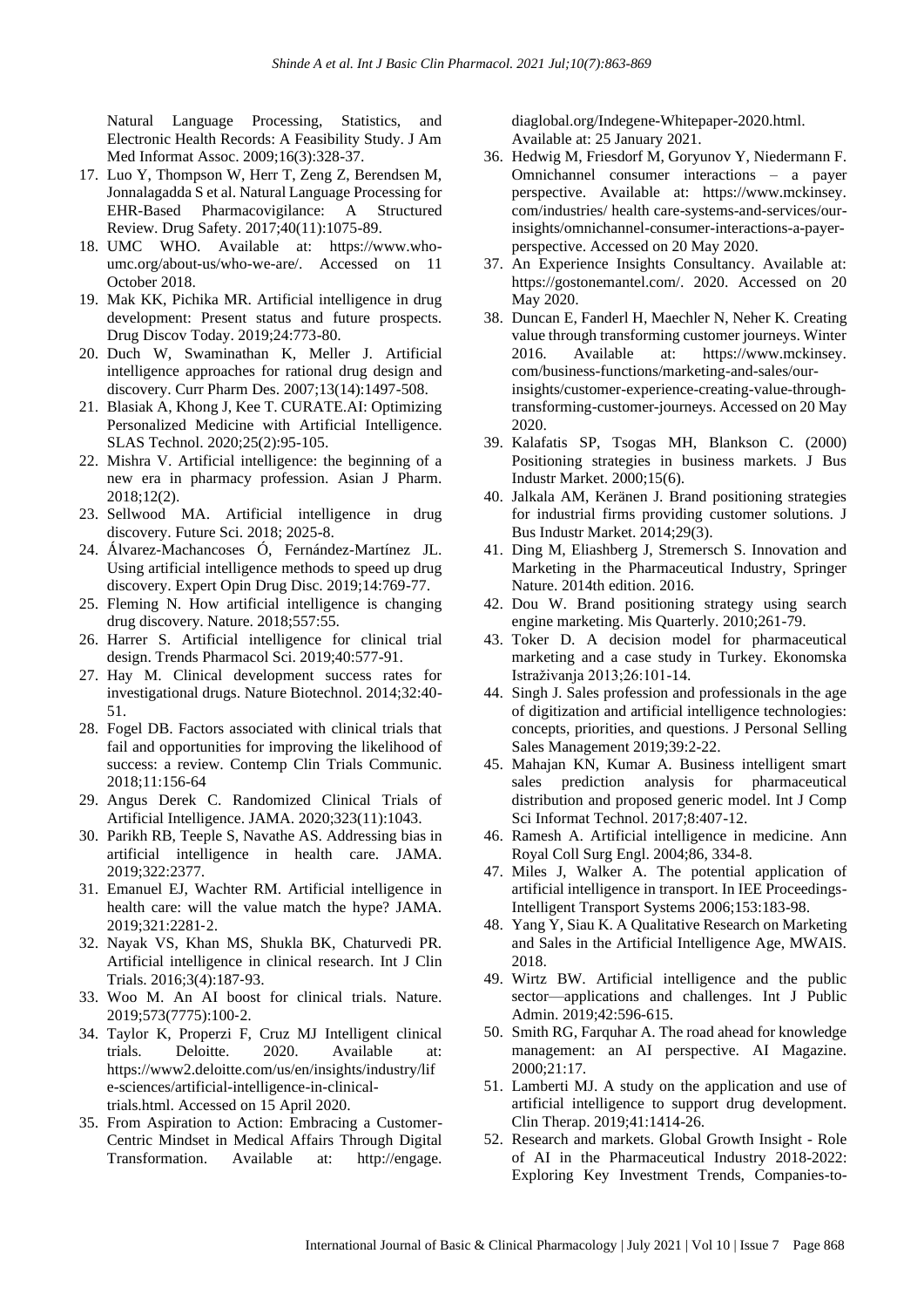Natural Language Processing, Statistics, and Electronic Health Records: A Feasibility Study. J Am Med Informat Assoc. 2009;16(3):328-37.

17. Luo Y, Thompson W, Herr T, Zeng Z, Berendsen M, Jonnalagadda S et al. Natural Language Processing for EHR-Based Pharmacovigilance: A Structured Review. Drug Safety. 2017;40(11):1075-89.
18. UMC WHO. Available at: https://www.who-umc.org/about-us/who-we-are/. Accessed on 11 October 2018.
19. Mak KK, Pichika MR. Artificial intelligence in drug development: Present status and future prospects. Drug Discov Today. 2019;24:773-80.
20. Duch W, Swaminathan K, Meller J. Artificial intelligence approaches for rational drug design and discovery. Curr Pharm Des. 2007;13(14):1497-508.
21. Blasiak A, Khong J, Kee T. CURATE.AI: Optimizing Personalized Medicine with Artificial Intelligence. SLAS Technol. 2020;25(2):95-105.
22. Mishra V. Artificial intelligence: the beginning of a new era in pharmacy profession. Asian J Pharm. 2018;12(2).
23. Sellwood MA. Artificial intelligence in drug discovery. Future Sci. 2018; 2025-8.
24. Álvarez-Machancoses Ó, Fernández-Martínez JL. Using artificial intelligence methods to speed up drug discovery. Expert Opin Drug Disc. 2019;14:769-77.
25. Fleming N. How artificial intelligence is changing drug discovery. Nature. 2018;557:55.
26. Harrer S. Artificial intelligence for clinical trial design. Trends Pharmacol Sci. 2019;40:577-91.
27. Hay M. Clinical development success rates for investigational drugs. Nature Biotechnol. 2014;32:40-51.
28. Fogel DB. Factors associated with clinical trials that fail and opportunities for improving the likelihood of success: a review. Contemp Clin Trials Communic. 2018;11:156-64
29. Angus Derek C. Randomized Clinical Trials of Artificial Intelligence. JAMA. 2020;323(11):1043.
30. Parikh RB, Teeple S, Navathe AS. Addressing bias in artificial intelligence in health care. JAMA. 2019;322:2377.
31. Emanuel EJ, Wachter RM. Artificial intelligence in health care: will the value match the hype? JAMA. 2019;321:2281-2.
32. Nayak VS, Khan MS, Shukla BK, Chaturvedi PR. Artificial intelligence in clinical research. Int J Clin Trials. 2016;3(4):187-93.
33. Woo M. An AI boost for clinical trials. Nature. 2019;573(7775):100-2.
34. Taylor K, Properzi F, Cruz MJ Intelligent clinical trials. Deloitte. 2020. Available at: https://www2.deloitte.com/us/en/insights/industry/life-sciences/artificial-intelligence-in-clinical-trials.html. Accessed on 15 April 2020.
35. From Aspiration to Action: Embracing a Customer-Centric Mindset in Medical Affairs Through Digital Transformation. Available at: http://engage.diaglobal.org/Indegene-Whitepaper-2020.html. Available at: 25 January 2021.
36. Hedwig M, Friesdorf M, Goryunov Y, Niedermann F. Omnichannel consumer interactions – a payer perspective. Available at: https://www.mckinsey.com/industries/ health care-systems-and-services/our-insights/omnichannel-consumer-interactions-a-payer-perspective. Accessed on 20 May 2020.
37. An Experience Insights Consultancy. Available at: https://gostonemantel.com/. 2020. Accessed on 20 May 2020.
38. Duncan E, Fanderl H, Maechler N, Neher K. Creating value through transforming customer journeys. Winter 2016. Available at: https://www.mckinsey.com/business-functions/marketing-and-sales/our-insights/customer-experience-creating-value-through-transforming-customer-journeys. Accessed on 20 May 2020.
39. Kalafatis SP, Tsogas MH, Blankson C. (2000) Positioning strategies in business markets. J Bus Industr Market. 2000;15(6).
40. Jalkala AM, Keränen J. Brand positioning strategies for industrial firms providing customer solutions. J Bus Industr Market. 2014;29(3).
41. Ding M, Eliashberg J, Stremersch S. Innovation and Marketing in the Pharmaceutical Industry, Springer Nature. 2014th edition. 2016.
42. Dou W. Brand positioning strategy using search engine marketing. Mis Quarterly. 2010;261-79.
43. Toker D. A decision model for pharmaceutical marketing and a case study in Turkey. Ekonomska Istraživanja 2013;26:101-14.
44. Singh J. Sales profession and professionals in the age of digitization and artificial intelligence technologies: concepts, priorities, and questions. J Personal Selling Sales Management 2019;39:2-22.
45. Mahajan KN, Kumar A. Business intelligent smart sales prediction analysis for pharmaceutical distribution and proposed generic model. Int J Comp Sci Informat Technol. 2017;8:407-12.
46. Ramesh A. Artificial intelligence in medicine. Ann Royal Coll Surg Engl. 2004;86, 334-8.
47. Miles J, Walker A. The potential application of artificial intelligence in transport. In IEE Proceedings-Intelligent Transport Systems 2006;153:183-98.
48. Yang Y, Siau K. A Qualitative Research on Marketing and Sales in the Artificial Intelligence Age, MWAIS. 2018.
49. Wirtz BW. Artificial intelligence and the public sector—applications and challenges. Int J Public Admin. 2019;42:596-615.
50. Smith RG, Farquhar A. The road ahead for knowledge management: an AI perspective. AI Magazine. 2000;21:17.
51. Lamberti MJ. A study on the application and use of artificial intelligence to support drug development. Clin Therap. 2019;41:1414-26.
52. Research and markets. Global Growth Insight - Role of AI in the Pharmaceutical Industry 2018-2022: Exploring Key Investment Trends, Companies-to-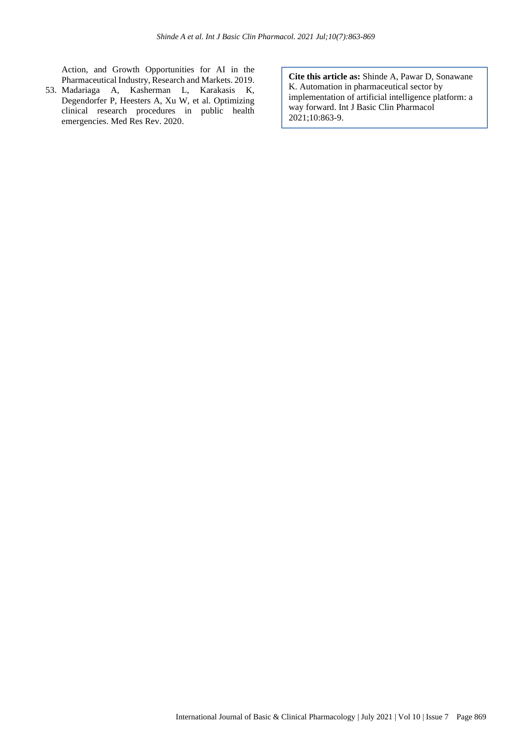Action, and Growth Opportunities for AI in the Pharmaceutical Industry, Research and Markets. 2019.

53. Madariaga A, Kasherman L, Karakasis K, Degendorfer P, Heesters A, Xu W, et al. Optimizing clinical research procedures in public health emergencies. Med Res Rev. 2020.

**Cite this article as:** Shinde A, Pawar D, Sonawane K. Automation in pharmaceutical sector by implementation of artificial intelligence platform: a way forward. Int J Basic Clin Pharmacol 2021;10:863-9.